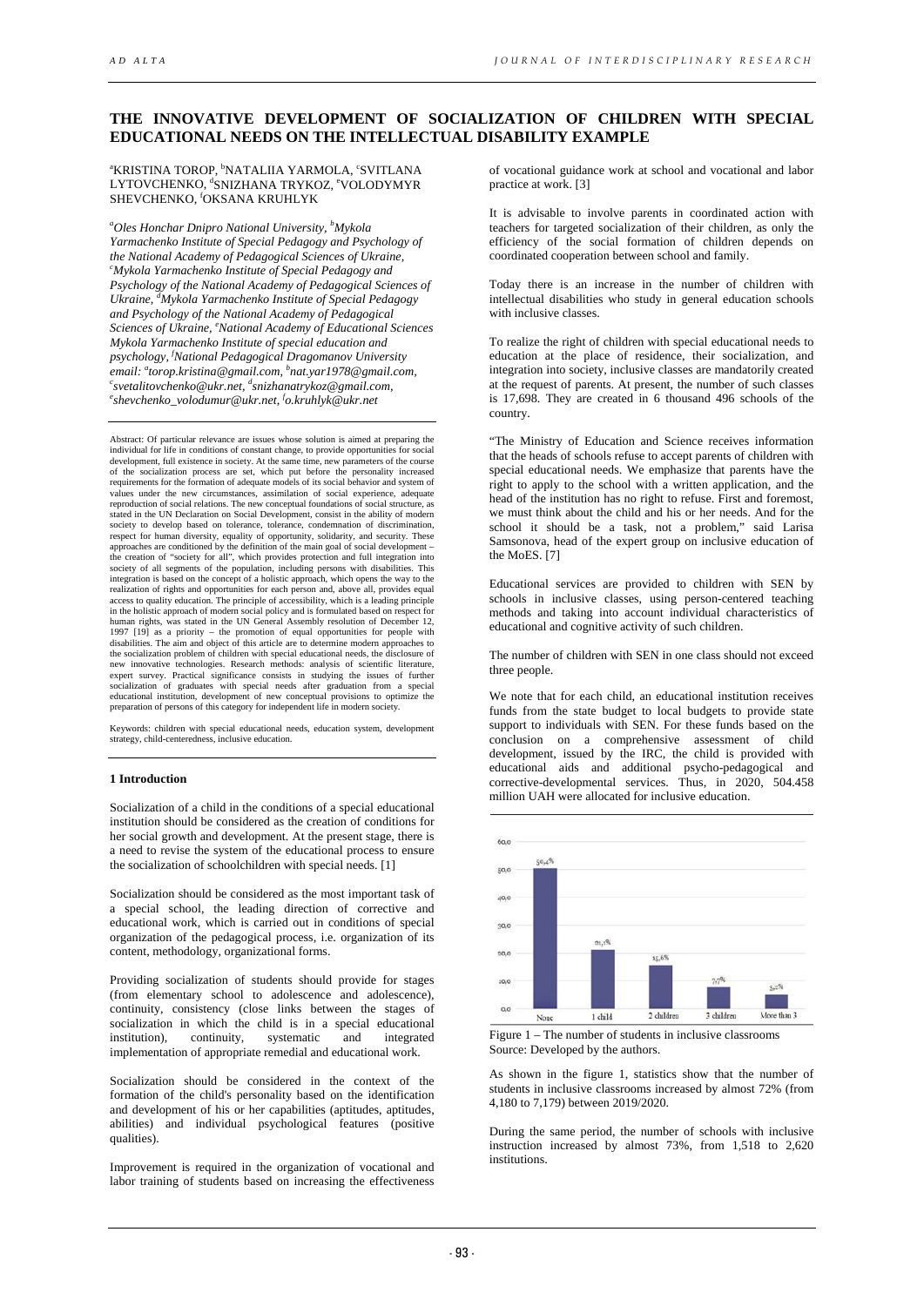# THE INNOVATIVE DEVELOPMENT OF SOCIALIZATION OF CHILDREN WITH SPECIAL EDUCATIONAL NEEDS ON THE INTELLECTUAL DISABILITY EXAMPLE

[a]KRISTINA TOROP, [b]NATALIIA YARMOLA, [c]SVITLANA LYTOVCHENKO, [d]SNIZHANA TRYKOZ, [e]VOLODYMYR SHEVCHENKO, [f]OKSANA KRUHLYK

*[a]Oles Honchar Dnipro National University, [b]Mykola Yarmachenko Institute of Special Pedagogy and Psychology of the National Academy of Pedagogical Sciences of Ukraine, [c]Mykola Yarmachenko Institute of Special Pedagogy and Psychology of the National Academy of Pedagogical Sciences of Ukraine, [d]Mykola Yarmachenko Institute of Special Pedagogy and Psychology of the National Academy of Pedagogical Sciences of Ukraine, [e]National Academy of Educational Sciences Mykola Yarmachenko Institute of special education and psychology, [f]National Pedagogical Dragomanov University*
*email: [a]torop.kristina@gmail.com, [b]nat.yar1978@gmail.com, [c]svetalitovchenko@ukr.net, [d]snizhanatrykoz@gmail.com, [e]shevchenko_volodumur@ukr.net, [f]o.kruhlyk@ukr.net*

Abstract: Of particular relevance are issues whose solution is aimed at preparing the individual for life in conditions of constant change, to provide opportunities for social development, full existence in society. At the same time, new parameters of the course of the socialization process are set, which put before the personality increased requirements for the formation of adequate models of its social behavior and system of values under the new circumstances, assimilation of social experience, adequate reproduction of social relations. The new conceptual foundations of social structure, as stated in the UN Declaration on Social Development, consist in the ability of modern society to develop based on tolerance, tolerance, condemnation of discrimination, respect for human diversity, equality of opportunity, solidarity, and security. These approaches are conditioned by the definition of the main goal of social development – the creation of "society for all", which provides protection and full integration into society of all segments of the population, including persons with disabilities. This integration is based on the concept of a holistic approach, which opens the way to the realization of rights and opportunities for each person and, above all, provides equal access to quality education. The principle of accessibility, which is a leading principle in the holistic approach of modern social policy and is formulated based on respect for human rights, was stated in the UN General Assembly resolution of December 12, 1997 [19] as a priority – the promotion of equal opportunities for people with disabilities. The aim and object of this article are to determine modern approaches to the socialization problem of children with special educational needs, the disclosure of new innovative technologies. Research methods: analysis of scientific literature, expert survey. Practical significance consists in studying the issues of further socialization of graduates with special needs after graduation from a special educational institution, development of new conceptual provisions to optimize the preparation of persons of this category for independent life in modern society.

Keywords: children with special educational needs, education system, development strategy, child-centeredness, inclusive education.

## 1 Introduction

Socialization of a child in the conditions of a special educational institution should be considered as the creation of conditions for her social growth and development. At the present stage, there is a need to revise the system of the educational process to ensure the socialization of schoolchildren with special needs. [1]

Socialization should be considered as the most important task of a special school, the leading direction of corrective and educational work, which is carried out in conditions of special organization of the pedagogical process, i.e. organization of its content, methodology, organizational forms.

Providing socialization of students should provide for stages (from elementary school to adolescence and adolescence), continuity, consistency (close links between the stages of socialization in which the child is in a special educational institution), continuity, systematic and integrated implementation of appropriate remedial and educational work.

Socialization should be considered in the context of the formation of the child's personality based on the identification and development of his or her capabilities (aptitudes, aptitudes, abilities) and individual psychological features (positive qualities).

Improvement is required in the organization of vocational and labor training of students based on increasing the effectiveness of vocational guidance work at school and vocational and labor practice at work. [3]

It is advisable to involve parents in coordinated action with teachers for targeted socialization of their children, as only the efficiency of the social formation of children depends on coordinated cooperation between school and family.

Today there is an increase in the number of children with intellectual disabilities who study in general education schools with inclusive classes.

To realize the right of children with special educational needs to education at the place of residence, their socialization, and integration into society, inclusive classes are mandatorily created at the request of parents. At present, the number of such classes is 17,698. They are created in 6 thousand 496 schools of the country.

"The Ministry of Education and Science receives information that the heads of schools refuse to accept parents of children with special educational needs. We emphasize that parents have the right to apply to the school with a written application, and the head of the institution has no right to refuse. First and foremost, we must think about the child and his or her needs. And for the school it should be a task, not a problem," said Larisa Samsonova, head of the expert group on inclusive education of the MoES. [7]

Educational services are provided to children with SEN by schools in inclusive classes, using person-centered teaching methods and taking into account individual characteristics of educational and cognitive activity of such children.

The number of children with SEN in one class should not exceed three people.

We note that for each child, an educational institution receives funds from the state budget to local budgets to provide state support to individuals with SEN. For these funds based on the conclusion on a comprehensive assessment of child development, issued by the IRC, the child is provided with educational aids and additional psycho-pedagogical and corrective-developmental services. Thus, in 2020, 504.458 million UAH were allocated for inclusive education.

| Number of children with SEN in class | % |
|---|---|
| None | 50,4% |
| 1 child | 21,1% |
| 2 children | 15,6% |
| 3 children | 7,7% |
| More than 3 | 5,2% |

Figure 1 – The number of students in inclusive classrooms
Source: Developed by the authors.

As shown in the figure 1, statistics show that the number of students in inclusive classrooms increased by almost 72% (from 4,180 to 7,179) between 2019/2020.

During the same period, the number of schools with inclusive instruction increased by almost 73%, from 1,518 to 2,620 institutions.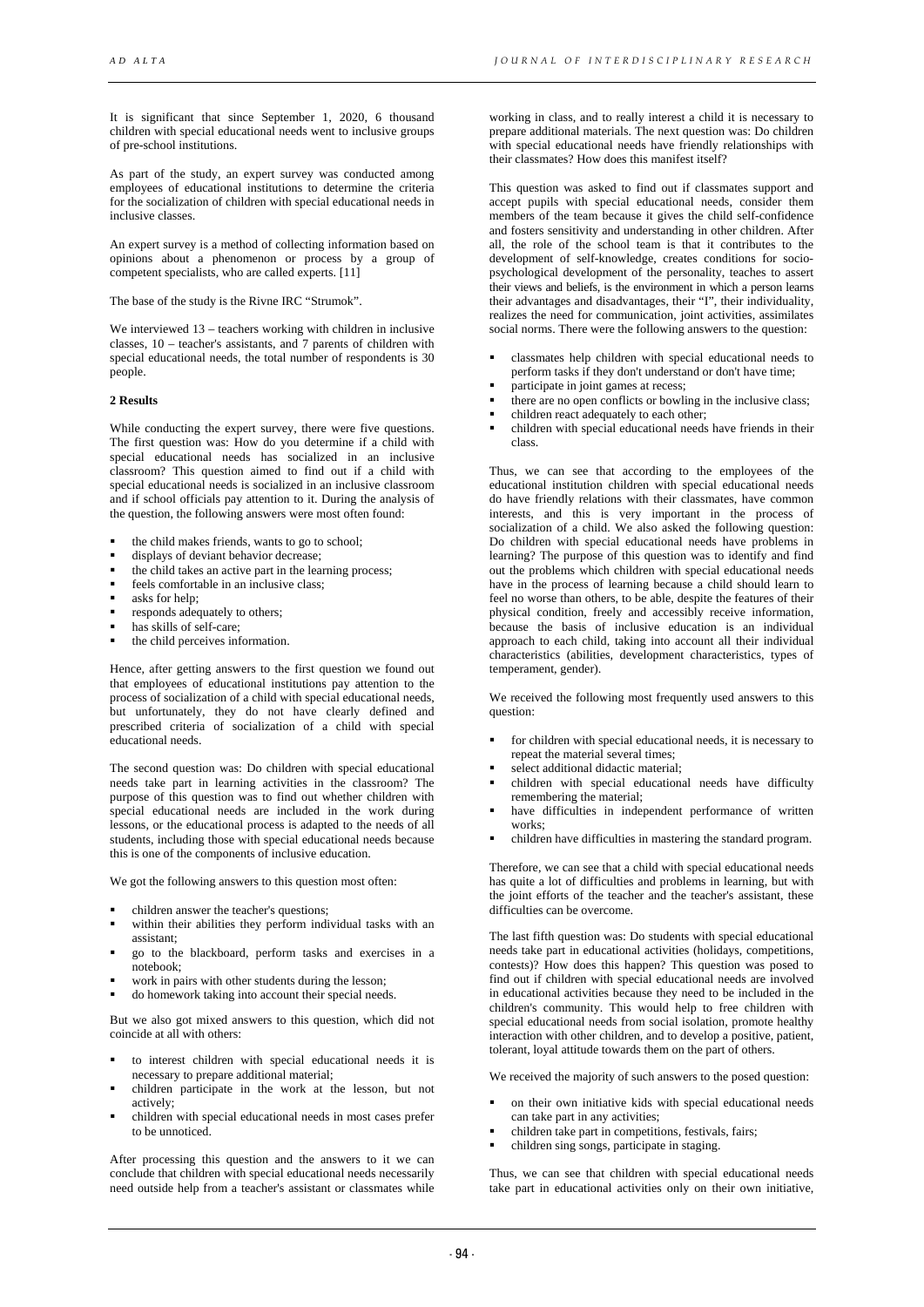It is significant that since September 1, 2020, 6 thousand children with special educational needs went to inclusive groups of pre-school institutions.

As part of the study, an expert survey was conducted among employees of educational institutions to determine the criteria for the socialization of children with special educational needs in inclusive classes.

An expert survey is a method of collecting information based on opinions about a phenomenon or process by a group of competent specialists, who are called experts. [11]

The base of the study is the Rivne IRC "Strumok".

We interviewed 13 – teachers working with children in inclusive classes, 10 – teacher's assistants, and 7 parents of children with special educational needs, the total number of respondents is 30 people.

## 2 Results

While conducting the expert survey, there were five questions. The first question was: How do you determine if a child with special educational needs has socialized in an inclusive classroom? This question aimed to find out if a child with special educational needs is socialized in an inclusive classroom and if school officials pay attention to it. During the analysis of the question, the following answers were most often found:

- the child makes friends, wants to go to school;
- displays of deviant behavior decrease;
- the child takes an active part in the learning process;
- feels comfortable in an inclusive class;
- asks for help;
- responds adequately to others;
- has skills of self-care;
- the child perceives information.

Hence, after getting answers to the first question we found out that employees of educational institutions pay attention to the process of socialization of a child with special educational needs, but unfortunately, they do not have clearly defined and prescribed criteria of socialization of a child with special educational needs.

The second question was: Do children with special educational needs take part in learning activities in the classroom? The purpose of this question was to find out whether children with special educational needs are included in the work during lessons, or the educational process is adapted to the needs of all students, including those with special educational needs because this is one of the components of inclusive education.

We got the following answers to this question most often:

- children answer the teacher's questions;
- within their abilities they perform individual tasks with an assistant;
- go to the blackboard, perform tasks and exercises in a notebook;
- work in pairs with other students during the lesson;
- do homework taking into account their special needs.

But we also got mixed answers to this question, which did not coincide at all with others:

- to interest children with special educational needs it is necessary to prepare additional material;
- children participate in the work at the lesson, but not actively;
- children with special educational needs in most cases prefer to be unnoticed.

After processing this question and the answers to it we can conclude that children with special educational needs necessarily need outside help from a teacher's assistant or classmates while working in class, and to really interest a child it is necessary to prepare additional materials. The next question was: Do children with special educational needs have friendly relationships with their classmates? How does this manifest itself?

This question was asked to find out if classmates support and accept pupils with special educational needs, consider them members of the team because it gives the child self-confidence and fosters sensitivity and understanding in other children. After all, the role of the school team is that it contributes to the development of self-knowledge, creates conditions for socio-psychological development of the personality, teaches to assert their views and beliefs, is the environment in which a person learns their advantages and disadvantages, their "I", their individuality, realizes the need for communication, joint activities, assimilates social norms. There were the following answers to the question:

- classmates help children with special educational needs to perform tasks if they don't understand or don't have time;
- participate in joint games at recess;
- there are no open conflicts or bowling in the inclusive class;
- children react adequately to each other;
- children with special educational needs have friends in their class.

Thus, we can see that according to the employees of the educational institution children with special educational needs do have friendly relations with their classmates, have common interests, and this is very important in the process of socialization of a child. We also asked the following question: Do children with special educational needs have problems in learning? The purpose of this question was to identify and find out the problems which children with special educational needs have in the process of learning because a child should learn to feel no worse than others, to be able, despite the features of their physical condition, freely and accessibly receive information, because the basis of inclusive education is an individual approach to each child, taking into account all their individual characteristics (abilities, development characteristics, types of temperament, gender).

We received the following most frequently used answers to this question:

- for children with special educational needs, it is necessary to repeat the material several times;
- select additional didactic material;
- children with special educational needs have difficulty remembering the material;
- have difficulties in independent performance of written works;
- children have difficulties in mastering the standard program.

Therefore, we can see that a child with special educational needs has quite a lot of difficulties and problems in learning, but with the joint efforts of the teacher and the teacher's assistant, these difficulties can be overcome.

The last fifth question was: Do students with special educational needs take part in educational activities (holidays, competitions, contests)? How does this happen? This question was posed to find out if children with special educational needs are involved in educational activities because they need to be included in the children's community. This would help to free children with special educational needs from social isolation, promote healthy interaction with other children, and to develop a positive, patient, tolerant, loyal attitude towards them on the part of others.

We received the majority of such answers to the posed question:

- on their own initiative kids with special educational needs can take part in any activities;
- children take part in competitions, festivals, fairs;
- children sing songs, participate in staging.

Thus, we can see that children with special educational needs take part in educational activities only on their own initiative,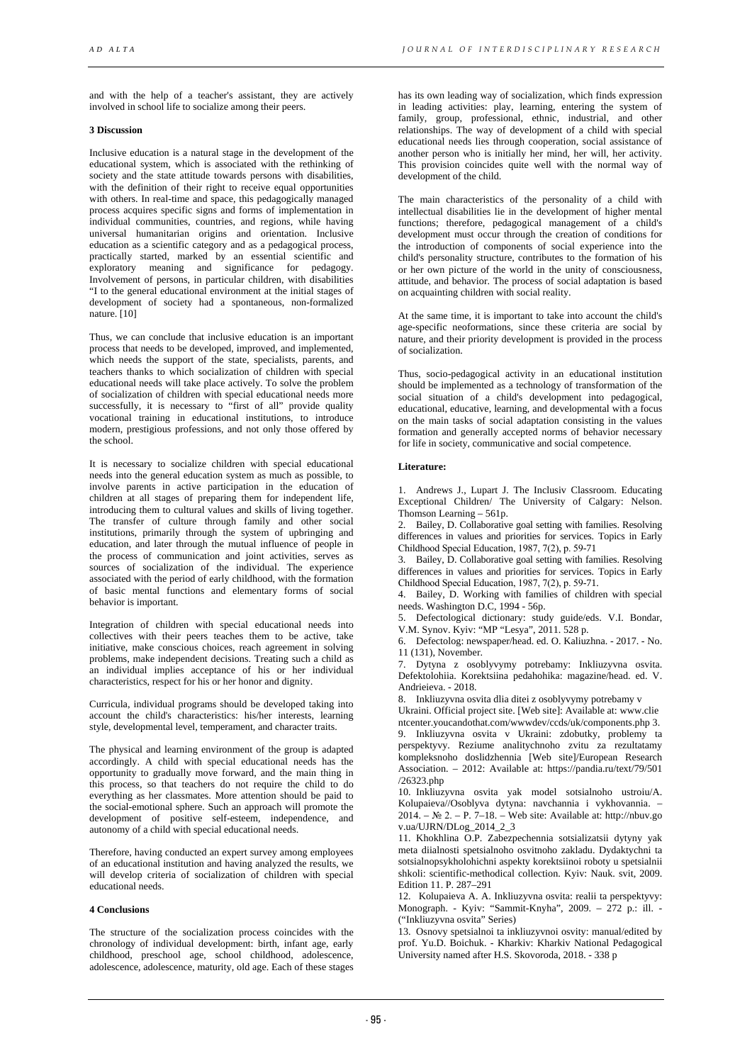and with the help of a teacher's assistant, they are actively involved in school life to socialize among their peers.

### 3 Discussion

Inclusive education is a natural stage in the development of the educational system, which is associated with the rethinking of society and the state attitude towards persons with disabilities, with the definition of their right to receive equal opportunities with others. In real-time and space, this pedagogically managed process acquires specific signs and forms of implementation in individual communities, countries, and regions, while having universal humanitarian origins and orientation. Inclusive education as a scientific category and as a pedagogical process, practically started, marked by an essential scientific and exploratory meaning and significance for pedagogy. Involvement of persons, in particular children, with disabilities "I to the general educational environment at the initial stages of development of society had a spontaneous, non-formalized nature. [10]

Thus, we can conclude that inclusive education is an important process that needs to be developed, improved, and implemented, which needs the support of the state, specialists, parents, and teachers thanks to which socialization of children with special educational needs will take place actively. To solve the problem of socialization of children with special educational needs more successfully, it is necessary to "first of all" provide quality vocational training in educational institutions, to introduce modern, prestigious professions, and not only those offered by the school.

It is necessary to socialize children with special educational needs into the general education system as much as possible, to involve parents in active participation in the education of children at all stages of preparing them for independent life, introducing them to cultural values and skills of living together. The transfer of culture through family and other social institutions, primarily through the system of upbringing and education, and later through the mutual influence of people in the process of communication and joint activities, serves as sources of socialization of the individual. The experience associated with the period of early childhood, with the formation of basic mental functions and elementary forms of social behavior is important.

Integration of children with special educational needs into collectives with their peers teaches them to be active, take initiative, make conscious choices, reach agreement in solving problems, make independent decisions. Treating such a child as an individual implies acceptance of his or her individual characteristics, respect for his or her honor and dignity.

Curricula, individual programs should be developed taking into account the child's characteristics: his/her interests, learning style, developmental level, temperament, and character traits.

The physical and learning environment of the group is adapted accordingly. A child with special educational needs has the opportunity to gradually move forward, and the main thing in this process, so that teachers do not require the child to do everything as her classmates. More attention should be paid to the social-emotional sphere. Such an approach will promote the development of positive self-esteem, independence, and autonomy of a child with special educational needs.

Therefore, having conducted an expert survey among employees of an educational institution and having analyzed the results, we will develop criteria of socialization of children with special educational needs.

### 4 Conclusions

The structure of the socialization process coincides with the chronology of individual development: birth, infant age, early childhood, preschool age, school childhood, adolescence, adolescence, adolescence, maturity, old age. Each of these stages has its own leading way of socialization, which finds expression in leading activities: play, learning, entering the system of family, group, professional, ethnic, industrial, and other relationships. The way of development of a child with special educational needs lies through cooperation, social assistance of another person who is initially her mind, her will, her activity. This provision coincides quite well with the normal way of development of the child.

The main characteristics of the personality of a child with intellectual disabilities lie in the development of higher mental functions; therefore, pedagogical management of a child's development must occur through the creation of conditions for the introduction of components of social experience into the child's personality structure, contributes to the formation of his or her own picture of the world in the unity of consciousness, attitude, and behavior. The process of social adaptation is based on acquainting children with social reality.

At the same time, it is important to take into account the child's age-specific neoformations, since these criteria are social by nature, and their priority development is provided in the process of socialization.

Thus, socio-pedagogical activity in an educational institution should be implemented as a technology of transformation of the social situation of a child's development into pedagogical, educational, educative, learning, and developmental with a focus on the main tasks of social adaptation consisting in the values formation and generally accepted norms of behavior necessary for life in society, communicative and social competence.

### Literature:

1. Andrews J., Lupart J. The Inclusiv Classroom. Educating Exceptional Children/ The University of Calgary: Nelson. Thomson Learning – 561p.
2. Bailey, D. Collaborative goal setting with families. Resolving differences in values and priorities for services. Topics in Early Childhood Special Education, 1987, 7(2), p. 59-71
3. Bailey, D. Collaborative goal setting with families. Resolving differences in values and priorities for services. Topics in Early Childhood Special Education, 1987, 7(2), p. 59-71.
4. Bailey, D. Working with families of children with special needs. Washington D.C, 1994 - 56p.
5. Defectological dictionary: study guide/eds. V.I. Bondar, V.M. Synov. Kyiv: "MP "Lesya", 2011. 528 p.
6. Defectolog: newspaper/head. ed. O. Kaliuzhna. - 2017. - No. 11 (131), November.
7. Dytyna z osoblyvymy potrebamy: Inkliuzyvna osvita. Defektolohiia. Korektsiina pedahohika: magazine/head. ed. V. Andrieieva. - 2018.
8. Inkliuzyvna osvita dlia ditei z osoblyvymy potrebamy v Ukraini. Official project site. [Web site]: Available at: www.clientcenter.youcandothat.com/wwwdev/ccds/uk/components.php 3.
9. Inkliuzyvna osvita v Ukraini: zdobutky, problemy ta perspektyvy. Reziume analitychnoho zvitu za rezultatamy kompleksnoho doslidzhennia [Web site]/European Research Association. – 2012: Available at: https://pandia.ru/text/79/501/26323.php
10. Inkliuzyvna osvita yak model sotsialnoho ustroiu/A. Kolupaieva//Osoblyva dytyna: navchannia i vykhovannia. – 2014. – № 2. – P. 7–18. – Web site: Available at: http://nbuv.gov.ua/UJRN/DLog_2014_2_3
11. Khokhlina O.P. Zabezpechennia sotsializatsii dytyny yak meta diialnosti spetsialnoho osvitnoho zakladu. Dydaktychni ta sotsialnopsykholohichni aspekty korektsiinoi roboty u spetsialnii shkoli: scientific-methodical collection. Kyiv: Nauk. svit, 2009. Edition 11. P. 287–291
12. Kolupaieva A. A. Inkliuzyvna osvita: realii ta perspektyvy: Monograph. - Kyiv: "Sammit-Knyha", 2009. – 272 p.: ill. - ("Inkliuzyvna osvita" Series)
13. Osnovy spetsialnoi ta inkliuzyvnoi osvity: manual/edited by prof. Yu.D. Boichuk. - Kharkiv: Kharkiv National Pedagogical University named after H.S. Skovoroda, 2018. - 338 p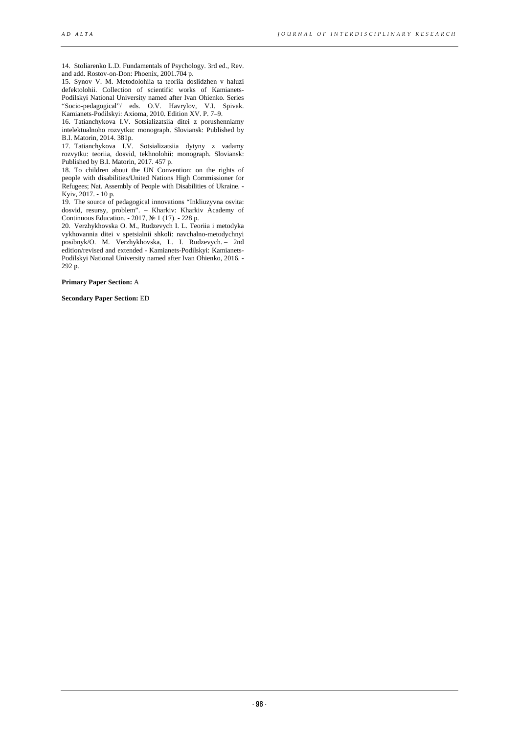14. Stoliarenko L.D. Fundamentals of Psychology. 3rd ed., Rev. and add. Rostov-on-Don: Phoenix, 2001.704 p.

15. Synov V. M. Metodolohiia ta teoriia doslidzhen v haluzi defektolohii. Collection of scientific works of Kamianets-Podilskyi National University named after Ivan Ohienko. Series "Socio-pedagogical"/ eds. O.V. Havrylov, V.I. Spivak. Kamianets-Podilskyi: Axioma, 2010. Edition XV. P. 7–9.

16. Tatianchykova I.V. Sotsializatsiia ditei z porushenniamy intelektualnoho rozvytku: monograph. Sloviansk: Published by B.I. Matorin, 2014. 381p.

17. Tatianchykova I.V. Sotsializatsiia dytyny z vadamy rozvytku: teoriia, dosvid, tekhnolohii: monograph. Sloviansk: Published by B.I. Matorin, 2017. 457 p.

18. To children about the UN Convention: on the rights of people with disabilities/United Nations High Commissioner for Refugees; Nat. Assembly of People with Disabilities of Ukraine. - Kyiv, 2017. - 10 p.

19. The source of pedagogical innovations "Inkliuzyvna osvita: dosvid, resursy, problem". – Kharkiv: Kharkiv Academy of Continuous Education. - 2017, № 1 (17). - 228 p.

20. Verzhykhovska O. M., Rudzevych I. L. Teoriia i metodyka vykhovannia ditei v spetsialnii shkoli: navchalno-metodychnyi posibnyk/O. M. Verzhykhovska, L. I. Rudzevych. – 2nd edition/revised and extended - Kamianets-Podilskyi: Kamianets-Podilskyi National University named after Ivan Ohienko, 2016. - 292 p.

**Primary Paper Section:** A

**Secondary Paper Section:** ED